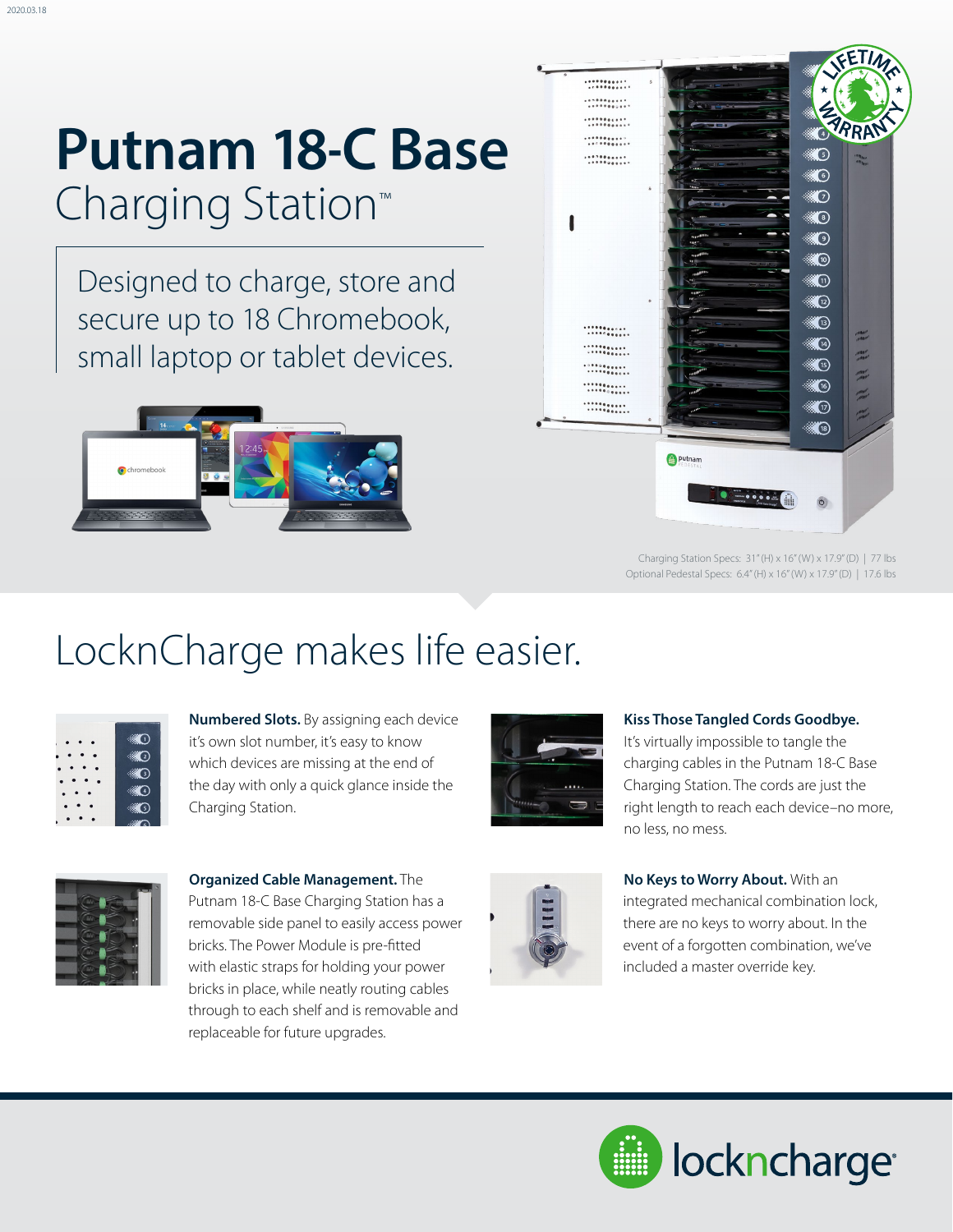2020.03.18

# Putnam 18-C Base
## Charging Station™

Designed to charge, store and secure up to 18 Chromebook, small laptop or tablet devices.

Charging Station Specs: 31" (H) x 16" (W) x 17.9" (D) | 77 lbs
Optional Pedestal Specs: 6.4" (H) x 16" (W) x 17.9" (D) | 17.6 lbs

## LocknCharge makes life easier.

**Numbered Slots.** By assigning each device it's own slot number, it's easy to know which devices are missing at the end of the day with only a quick glance inside the Charging Station.

**Kiss Those Tangled Cords Goodbye.** It's virtually impossible to tangle the charging cables in the Putnam 18-C Base Charging Station. The cords are just the right length to reach each device–no more, no less, no mess.

**Organized Cable Management.** The Putnam 18-C Base Charging Station has a removable side panel to easily access power bricks. The Power Module is pre-fitted with elastic straps for holding your power bricks in place, while neatly routing cables through to each shelf and is removable and replaceable for future upgrades.

**No Keys to Worry About.** With an integrated mechanical combination lock, there are no keys to worry about. In the event of a forgotten combination, we've included a master override key.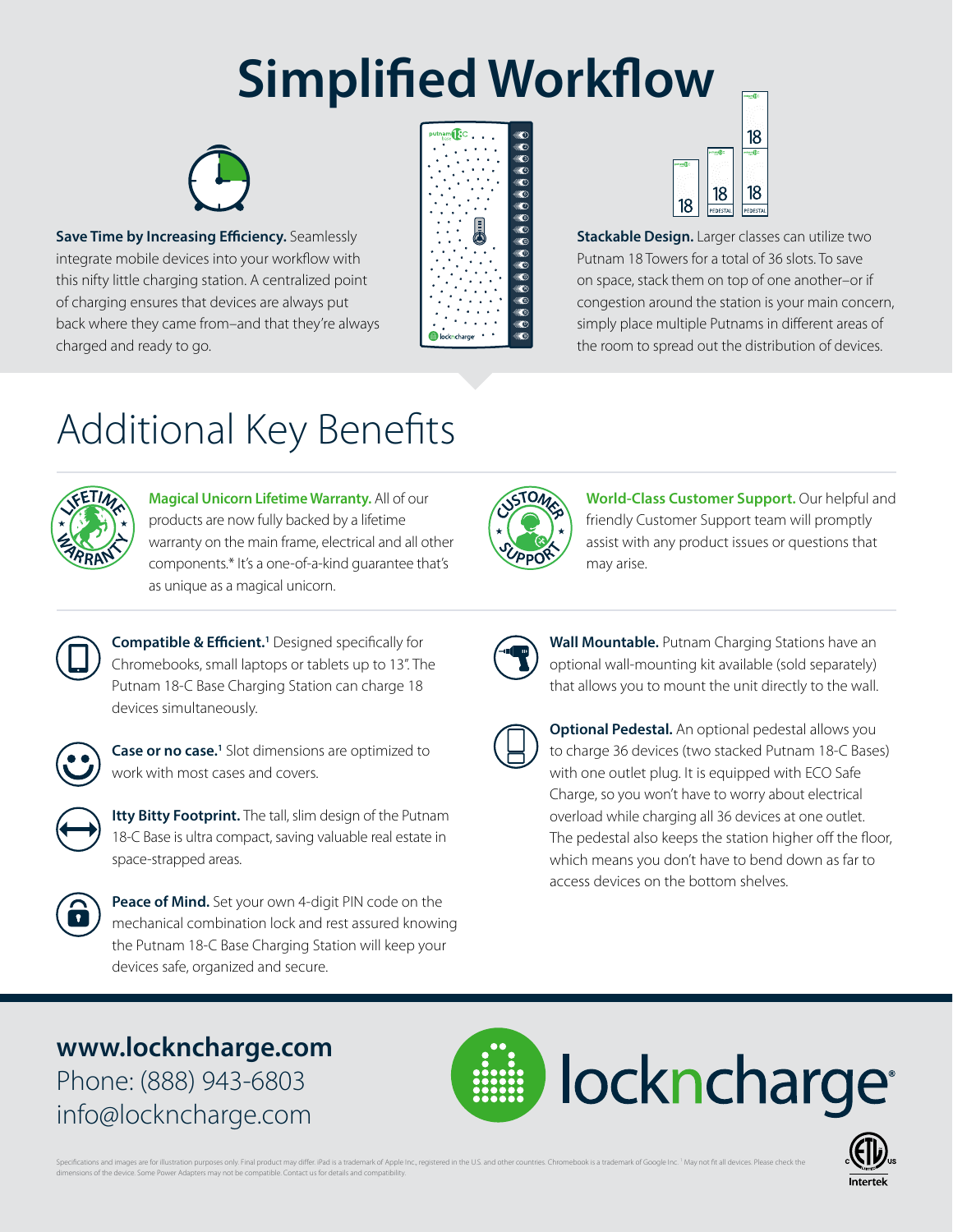# Simplified Workflow

**Save Time by Increasing Efficiency.** Seamlessly integrate mobile devices into your workflow with this nifty little charging station. A centralized point of charging ensures that devices are always put back where they came from–and that they're always charged and ready to go.

**Stackable Design.** Larger classes can utilize two Putnam 18 Towers for a total of 36 slots. To save on space, stack them on top of one another–or if congestion around the station is your main concern, simply place multiple Putnams in different areas of the room to spread out the distribution of devices.

# Additional Key Benefits

**Magical Unicorn Lifetime Warranty.** All of our products are now fully backed by a lifetime warranty on the main frame, electrical and all other components.* It's a one-of-a-kind guarantee that's as unique as a magical unicorn.

**World-Class Customer Support.** Our helpful and friendly Customer Support team will promptly assist with any product issues or questions that may arise.

**Compatible & Efficient.[1]** Designed specifically for Chromebooks, small laptops or tablets up to 13". The Putnam 18-C Base Charging Station can charge 18 devices simultaneously.

**Case or no case.[1]** Slot dimensions are optimized to work with most cases and covers.

**Itty Bitty Footprint.** The tall, slim design of the Putnam 18-C Base is ultra compact, saving valuable real estate in space-strapped areas.

**Peace of Mind.** Set your own 4-digit PIN code on the mechanical combination lock and rest assured knowing the Putnam 18-C Base Charging Station will keep your devices safe, organized and secure.

**Wall Mountable.** Putnam Charging Stations have an optional wall-mounting kit available (sold separately) that allows you to mount the unit directly to the wall.

**Optional Pedestal.** An optional pedestal allows you to charge 36 devices (two stacked Putnam 18-C Bases) with one outlet plug. It is equipped with ECO Safe Charge, so you won't have to worry about electrical overload while charging all 36 devices at one outlet. The pedestal also keeps the station higher off the floor, which means you don't have to bend down as far to access devices on the bottom shelves.

**www.lockncharge.com**
Phone: (888) 943-6803
info@lockncharge.com

Specifications and images are for illustration purposes only. Final product may differ. iPad is a trademark of Apple Inc., registered in the U.S. and other countries. Chromebook is a trademark of Google Inc. [1] May not fit all devices. Please check the dimensions of the device. Some Power Adapters may not be compatible. Contact us for details and compatibility.